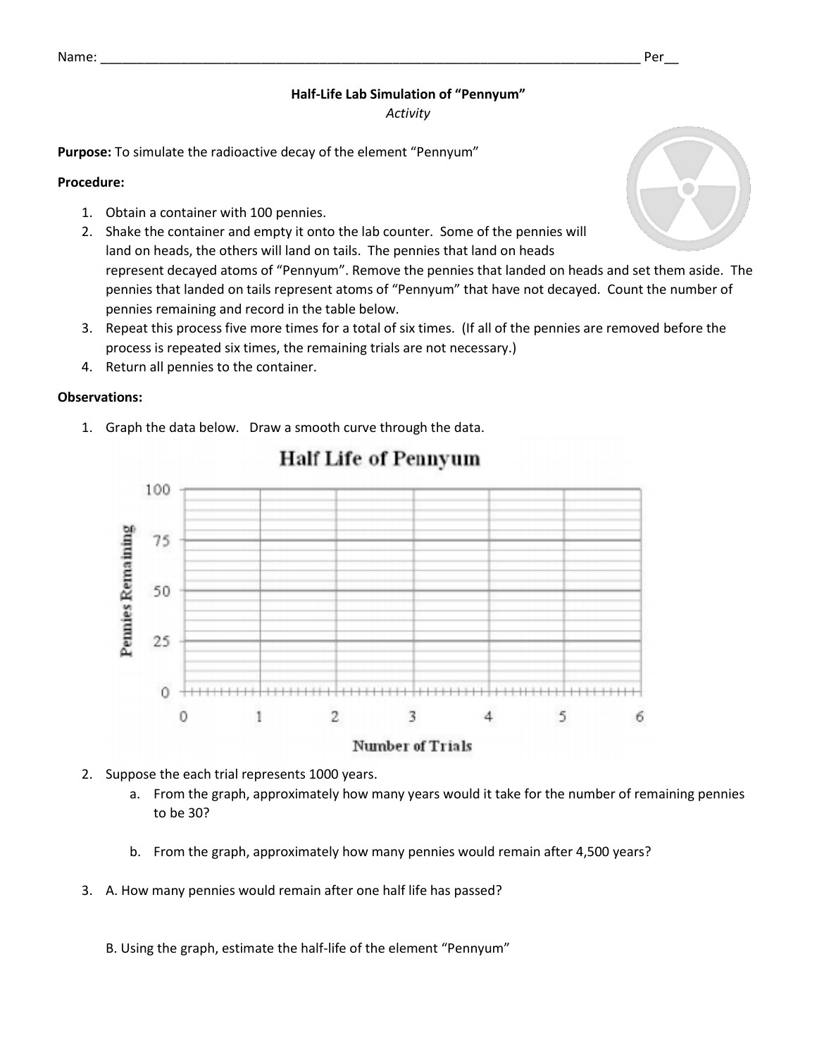Name: ______________________________________________________________________________ Per__

**Half-Life Lab Simulation of "Pennyum"**

*Activity*

**Purpose:** To simulate the radioactive decay of the element "Pennyum"

**Procedure:**

1. Obtain a container with 100 pennies.
2. Shake the container and empty it onto the lab counter. Some of the pennies will land on heads, the others will land on tails. The pennies that land on heads represent decayed atoms of "Pennyum". Remove the pennies that landed on heads and set them aside. The pennies that landed on tails represent atoms of "Pennyum" that have not decayed. Count the number of pennies remaining and record in the table below.
3. Repeat this process five more times for a total of six times. (If all of the pennies are removed before the process is repeated six times, the remaining trials are not necessary.)
4. Return all pennies to the container.

**Observations:**

1. Graph the data below. Draw a smooth curve through the data.

**Half Life of Pennyum**

Pennies Remaining (0, 25, 50, 75, 100)

Number of Trials (0, 1, 2, 3, 4, 5, 6)

2. Suppose the each trial represents 1000 years.
   a. From the graph, approximately how many years would it take for the number of remaining pennies to be 30?

   b. From the graph, approximately how many pennies would remain after 4,500 years?

3. A. How many pennies would remain after one half life has passed?

   B. Using the graph, estimate the half-life of the element "Pennyum"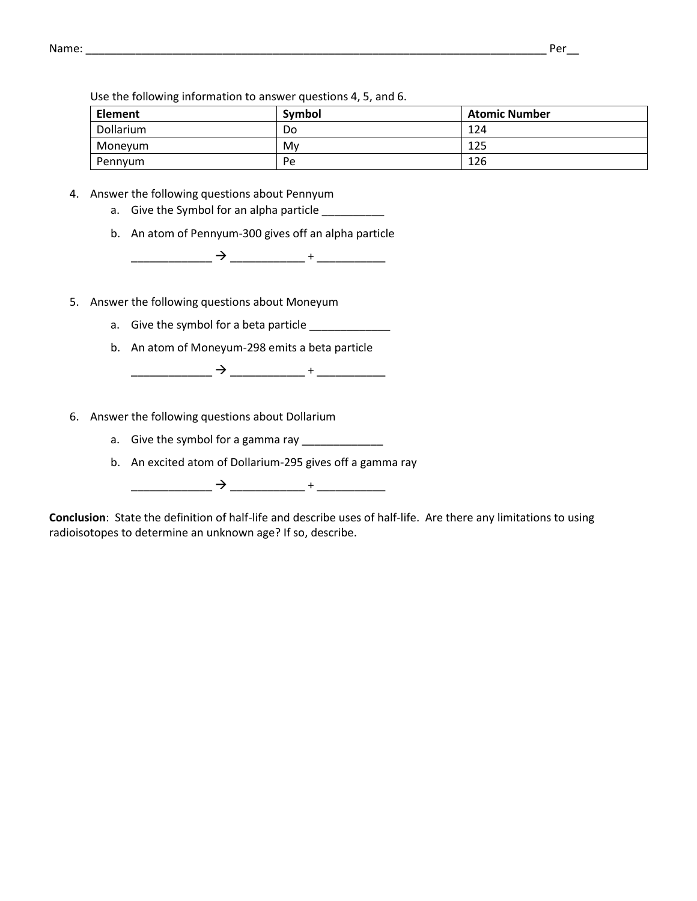Name: ___________________________________________________________________________ Per__

Use the following information to answer questions 4, 5, and 6.

| Element | Symbol | Atomic Number |
| --- | --- | --- |
| Dollarium | Do | 124 |
| Moneyum | My | 125 |
| Pennyum | Pe | 126 |

4. Answer the following questions about Pennyum
   a. Give the Symbol for an alpha particle __________
   b. An atom of Pennyum-300 gives off an alpha particle

      _____________ → ____________ + ___________

5. Answer the following questions about Moneyum
   a. Give the symbol for a beta particle _____________
   b. An atom of Moneyum-298 emits a beta particle

      _____________ → ____________ + ___________

6. Answer the following questions about Dollarium
   a. Give the symbol for a gamma ray _____________
   b. An excited atom of Dollarium-295 gives off a gamma ray

      _____________ → ____________ + ___________

**Conclusion**: State the definition of half-life and describe uses of half-life. Are there any limitations to using radioisotopes to determine an unknown age? If so, describe.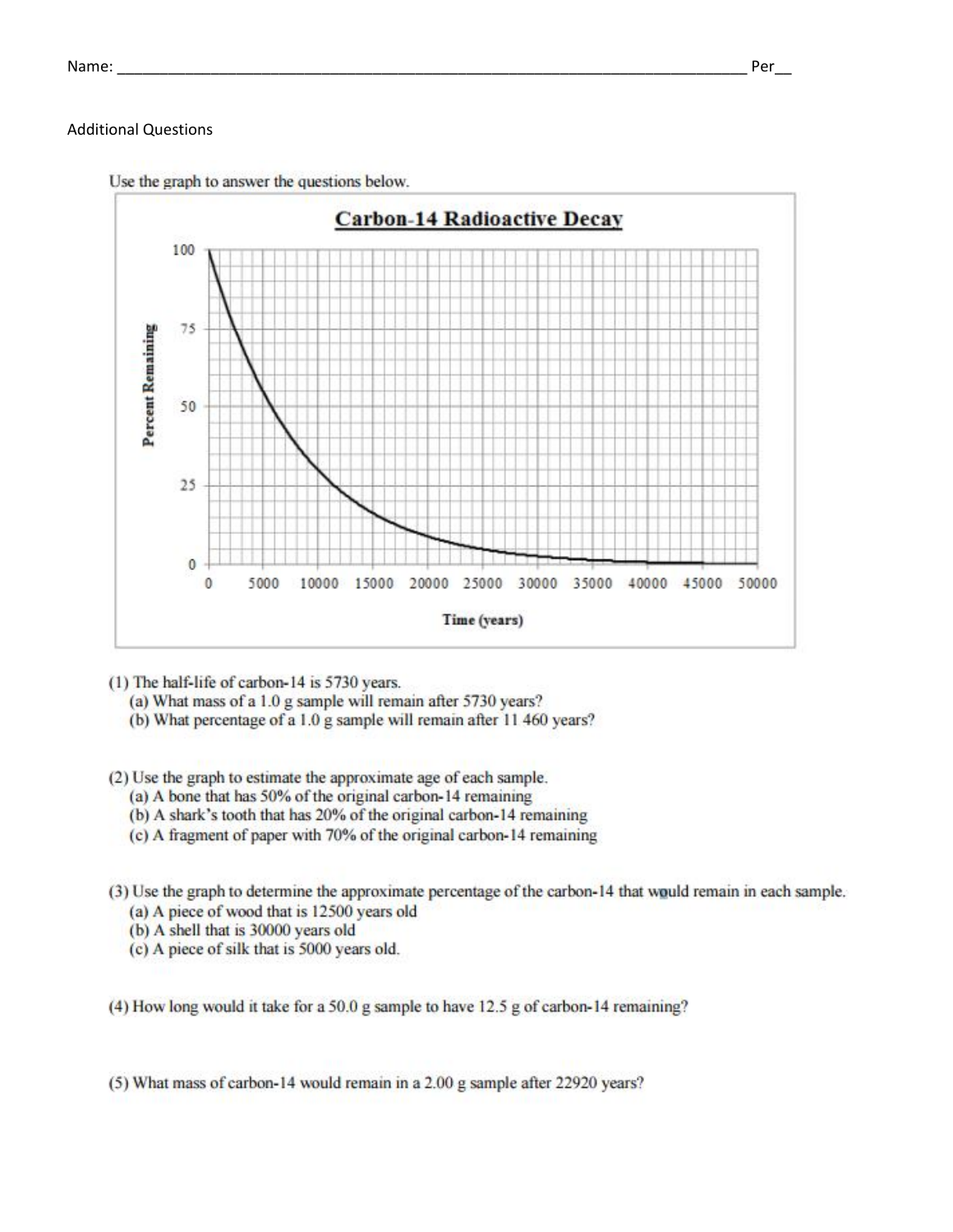Name: ________________________________________________________________________ Per__

Additional Questions

Use the graph to answer the questions below.

**Carbon-14 Radioactive Decay**

Percent Remaining

100

75

50

25

0

0 5000 10000 15000 20000 25000 30000 35000 40000 45000 50000

Time (years)

(1) The half-life of carbon-14 is 5730 years.
   (a) What mass of a 1.0 g sample will remain after 5730 years?
   (b) What percentage of a 1.0 g sample will remain after 11 460 years?

(2) Use the graph to estimate the approximate age of each sample.
   (a) A bone that has 50% of the original carbon-14 remaining
   (b) A shark's tooth that has 20% of the original carbon-14 remaining
   (c) A fragment of paper with 70% of the original carbon-14 remaining

(3) Use the graph to determine the approximate percentage of the carbon-14 that would remain in each sample.
   (a) A piece of wood that is 12500 years old
   (b) A shell that is 30000 years old
   (c) A piece of silk that is 5000 years old.

(4) How long would it take for a 50.0 g sample to have 12.5 g of carbon-14 remaining?

(5) What mass of carbon-14 would remain in a 2.00 g sample after 22920 years?